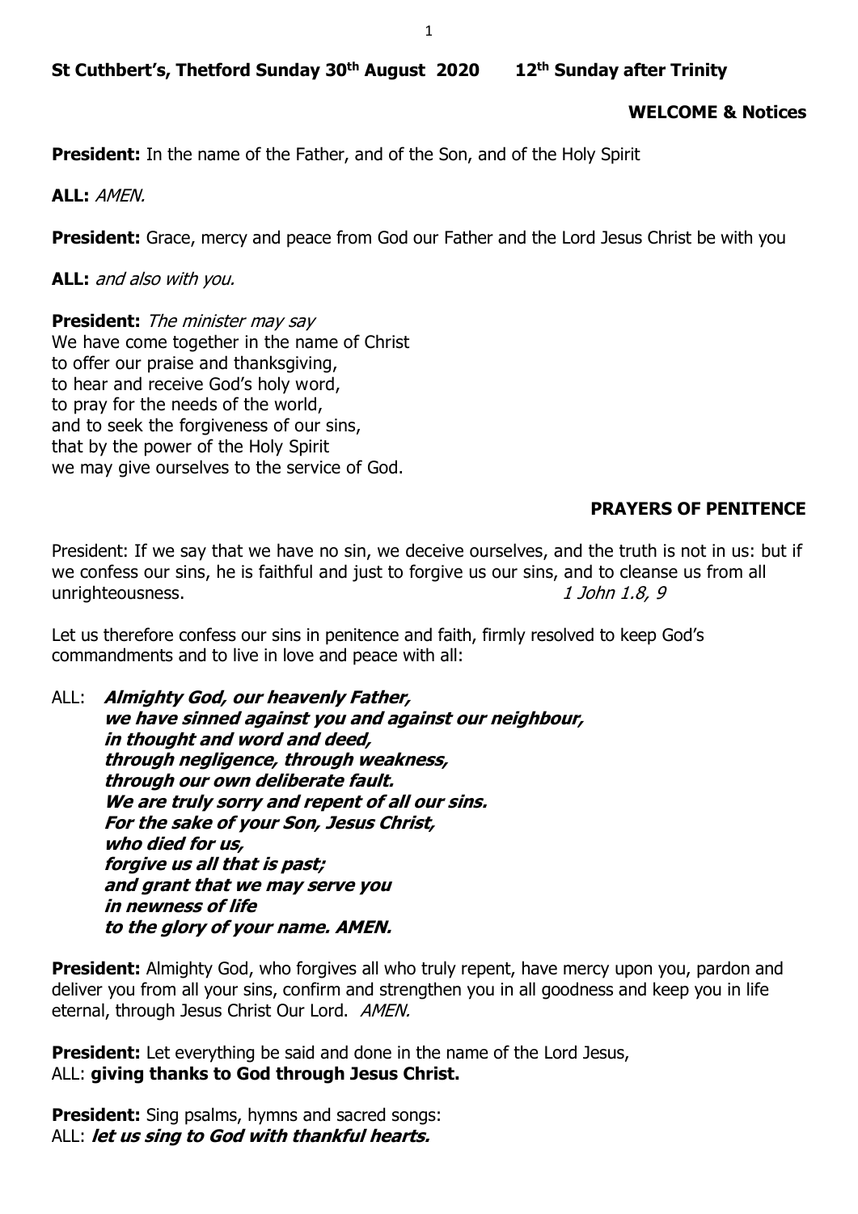**St Cuthbert's, Thetford Sunday 30th August 2020 12th Sunday after Trinity**

**WELCOME & Notices**

**President:** In the name of the Father, and of the Son, and of the Holy Spirit

**ALL:** *AMEN.*

**President:** Grace, mercy and peace from God our Father and the Lord Jesus Christ be with you

**ALL:** *and also with you.*

**President:** *The minister may say*
We have come together in the name of Christ
to offer our praise and thanksgiving,
to hear and receive God's holy word,
to pray for the needs of the world,
and to seek the forgiveness of our sins,
that by the power of the Holy Spirit
we may give ourselves to the service of God.

**PRAYERS OF PENITENCE**

President: If we say that we have no sin, we deceive ourselves, and the truth is not in us: but if we confess our sins, he is faithful and just to forgive us our sins, and to cleanse us from all unrighteousness. *1 John 1.8, 9*

Let us therefore confess our sins in penitence and faith, firmly resolved to keep God's commandments and to live in love and peace with all:

ALL: ***Almighty God, our heavenly Father,***
***we have sinned against you and against our neighbour,***
***in thought and word and deed,***
***through negligence, through weakness,***
***through our own deliberate fault.***
***We are truly sorry and repent of all our sins.***
***For the sake of your Son, Jesus Christ,***
***who died for us,***
***forgive us all that is past;***
***and grant that we may serve you***
***in newness of life***
***to the glory of your name. AMEN.***

**President:** Almighty God, who forgives all who truly repent, have mercy upon you, pardon and deliver you from all your sins, confirm and strengthen you in all goodness and keep you in life eternal, through Jesus Christ Our Lord. *AMEN.*

**President:** Let everything be said and done in the name of the Lord Jesus,
ALL: **giving thanks to God through Jesus Christ.**

**President:** Sing psalms, hymns and sacred songs:
ALL: ***let us sing to God with thankful hearts.***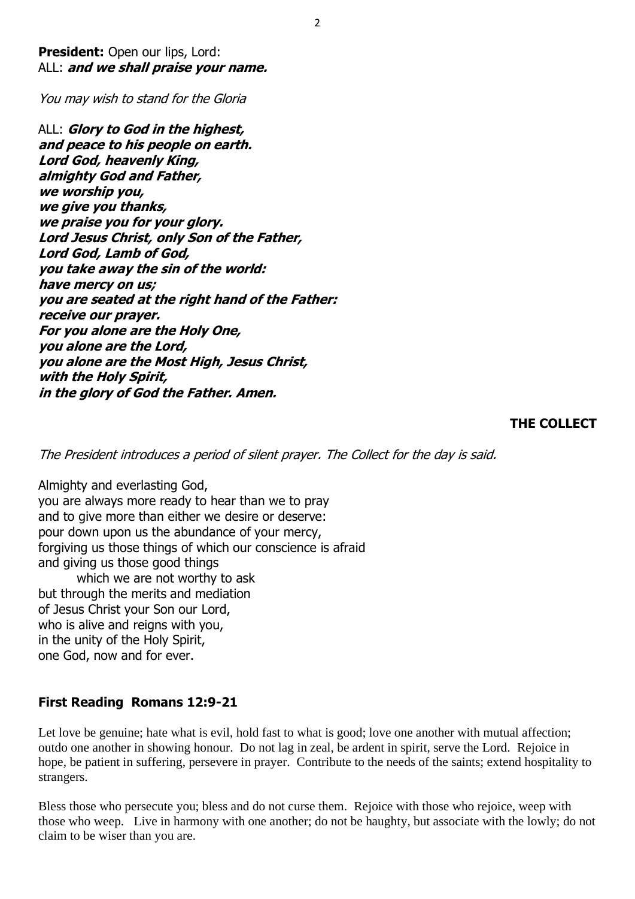**President:** Open our lips, Lord:
ALL: ***and we shall praise your name.***

*You may wish to stand for the Gloria*

ALL: ***Glory to God in the highest,***
***and peace to his people on earth.***
***Lord God, heavenly King,***
***almighty God and Father,***
***we worship you,***
***we give you thanks,***
***we praise you for your glory.***
***Lord Jesus Christ, only Son of the Father,***
***Lord God, Lamb of God,***
***you take away the sin of the world:***
***have mercy on us;***
***you are seated at the right hand of the Father:***
***receive our prayer.***
***For you alone are the Holy One,***
***you alone are the Lord,***
***you alone are the Most High, Jesus Christ,***
***with the Holy Spirit,***
***in the glory of God the Father. Amen.***

## THE COLLECT

*The President introduces a period of silent prayer. The Collect for the day is said.*

Almighty and everlasting God,
you are always more ready to hear than we to pray
and to give more than either we desire or deserve:
pour down upon us the abundance of your mercy,
forgiving us those things of which our conscience is afraid
and giving us those good things
which we are not worthy to ask
but through the merits and mediation
of Jesus Christ your Son our Lord,
who is alive and reigns with you,
in the unity of the Holy Spirit,
one God, now and for ever.

### First Reading Romans 12:9-21

Let love be genuine; hate what is evil, hold fast to what is good; love one another with mutual affection; outdo one another in showing honour. Do not lag in zeal, be ardent in spirit, serve the Lord. Rejoice in hope, be patient in suffering, persevere in prayer. Contribute to the needs of the saints; extend hospitality to strangers.

Bless those who persecute you; bless and do not curse them. Rejoice with those who rejoice, weep with those who weep. Live in harmony with one another; do not be haughty, but associate with the lowly; do not claim to be wiser than you are.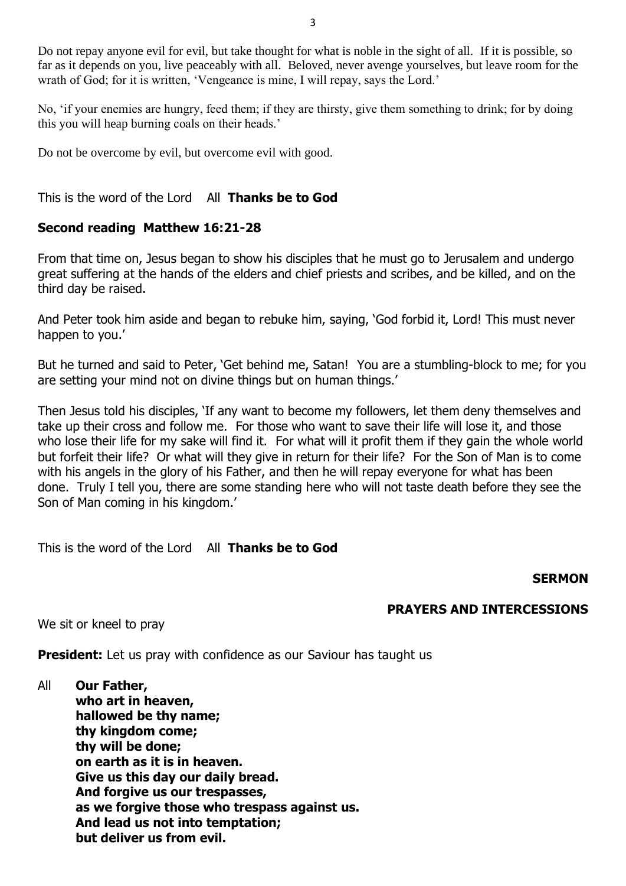Do not repay anyone evil for evil, but take thought for what is noble in the sight of all. If it is possible, so far as it depends on you, live peaceably with all. Beloved, never avenge yourselves, but leave room for the wrath of God; for it is written, 'Vengeance is mine, I will repay, says the Lord.'

No, 'if your enemies are hungry, feed them; if they are thirsty, give them something to drink; for by doing this you will heap burning coals on their heads.'

Do not be overcome by evil, but overcome evil with good.

This is the word of the Lord All **Thanks be to God**

### Second reading Matthew 16:21-28

From that time on, Jesus began to show his disciples that he must go to Jerusalem and undergo great suffering at the hands of the elders and chief priests and scribes, and be killed, and on the third day be raised.

And Peter took him aside and began to rebuke him, saying, 'God forbid it, Lord! This must never happen to you.'

But he turned and said to Peter, 'Get behind me, Satan! You are a stumbling-block to me; for you are setting your mind not on divine things but on human things.'

Then Jesus told his disciples, 'If any want to become my followers, let them deny themselves and take up their cross and follow me. For those who want to save their life will lose it, and those who lose their life for my sake will find it. For what will it profit them if they gain the whole world but forfeit their life? Or what will they give in return for their life? For the Son of Man is to come with his angels in the glory of his Father, and then he will repay everyone for what has been done. Truly I tell you, there are some standing here who will not taste death before they see the Son of Man coming in his kingdom.'

This is the word of the Lord All **Thanks be to God**

**SERMON**

**PRAYERS AND INTERCESSIONS**

We sit or kneel to pray

**President:** Let us pray with confidence as our Saviour has taught us

All **Our Father,**
**who art in heaven,**
**hallowed be thy name;**
**thy kingdom come;**
**thy will be done;**
**on earth as it is in heaven.**
**Give us this day our daily bread.**
**And forgive us our trespasses,**
**as we forgive those who trespass against us.**
**And lead us not into temptation;**
**but deliver us from evil.**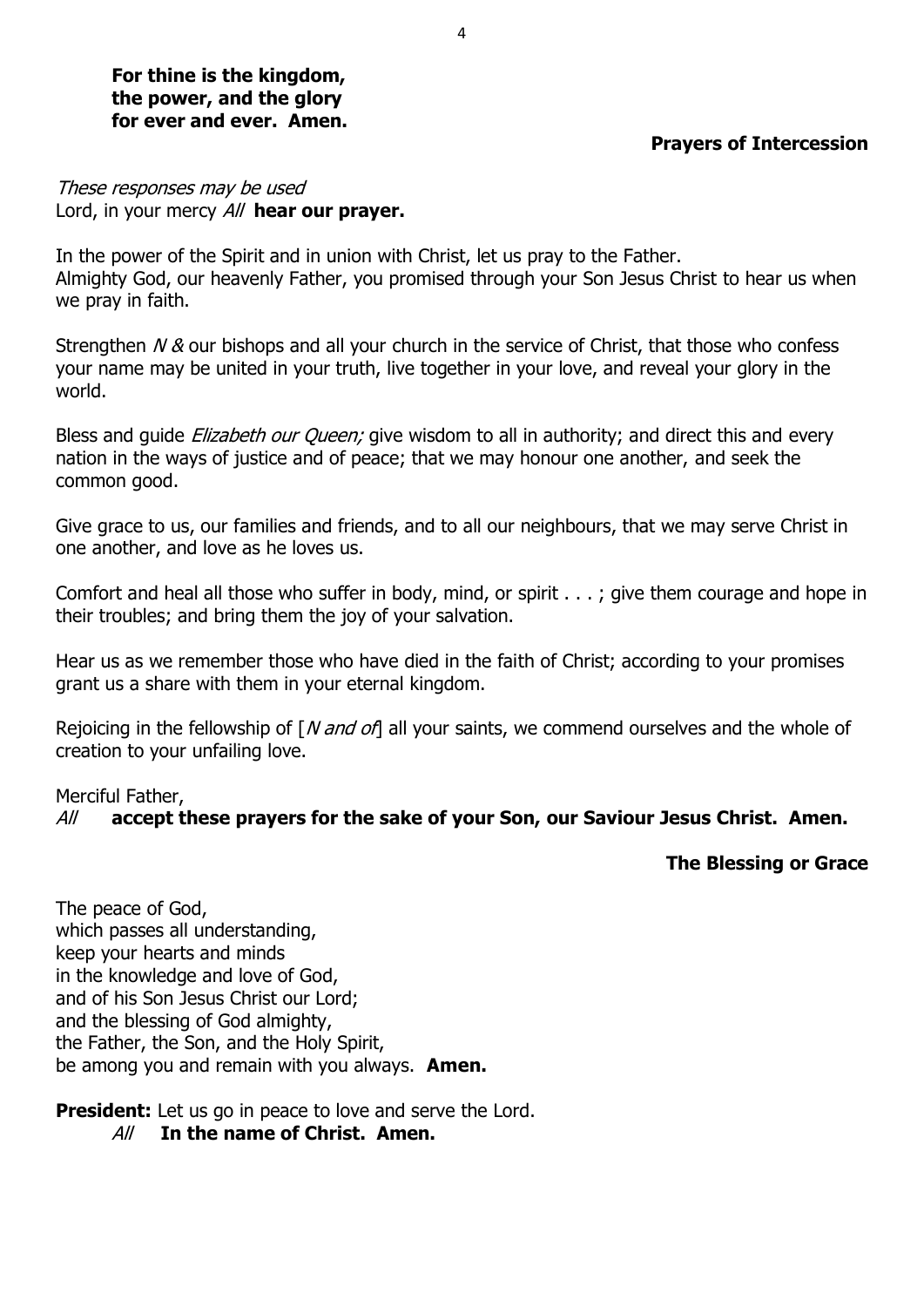**For thine is the kingdom,**
**the power, and the glory**
**for ever and ever. Amen.**

### Prayers of Intercession

*These responses may be used*
Lord, in your mercy *All* **hear our prayer.**

In the power of the Spirit and in union with Christ, let us pray to the Father.
Almighty God, our heavenly Father, you promised through your Son Jesus Christ to hear us when we pray in faith.

Strengthen *N &* our bishops and all your church in the service of Christ, that those who confess your name may be united in your truth, live together in your love, and reveal your glory in the world.

Bless and guide *Elizabeth our Queen;* give wisdom to all in authority; and direct this and every nation in the ways of justice and of peace; that we may honour one another, and seek the common good.

Give grace to us, our families and friends, and to all our neighbours, that we may serve Christ in one another, and love as he loves us.

Comfort and heal all those who suffer in body, mind, or spirit . . . ; give them courage and hope in their troubles; and bring them the joy of your salvation.

Hear us as we remember those who have died in the faith of Christ; according to your promises grant us a share with them in your eternal kingdom.

Rejoicing in the fellowship of [*N and of*] all your saints, we commend ourselves and the whole of creation to your unfailing love.

Merciful Father,
*All* **accept these prayers for the sake of your Son, our Saviour Jesus Christ. Amen.**

### The Blessing or Grace

The peace of God,
which passes all understanding,
keep your hearts and minds
in the knowledge and love of God,
and of his Son Jesus Christ our Lord;
and the blessing of God almighty,
the Father, the Son, and the Holy Spirit,
be among you and remain with you always. **Amen.**

**President:** Let us go in peace to love and serve the Lord.
*All* **In the name of Christ. Amen.**